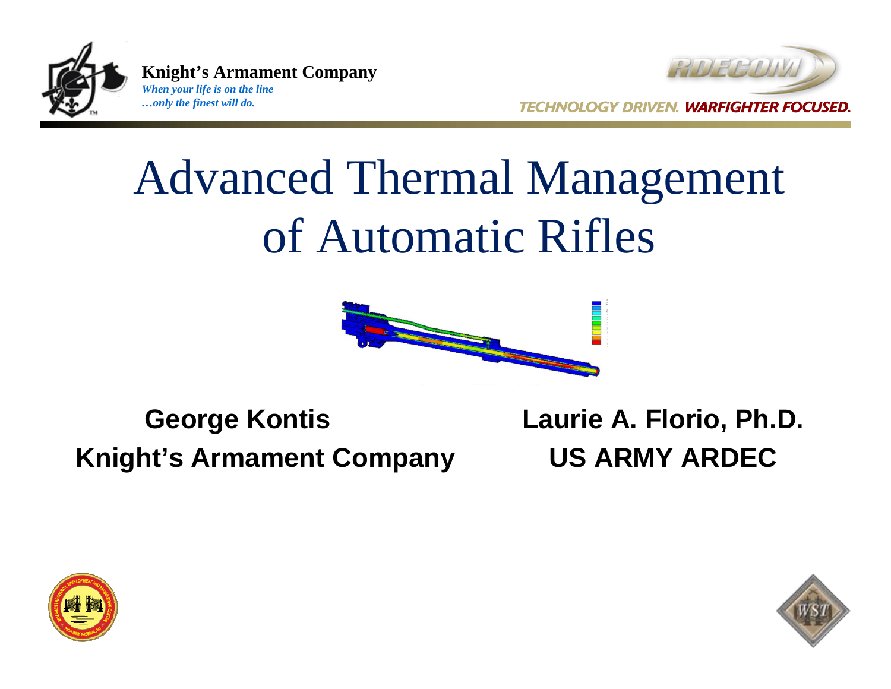**Knight's Armament Company**

*When your life is on the line*
*…only the finest will do.*

RDECOM

TECHNOLOGY DRIVEN. WARFIGHTER FOCUSED.

# Advanced Thermal Management of Automatic Rifles

**George Kontis**
**Knight's Armament Company**

**Laurie A. Florio, Ph.D.**
**US ARMY ARDEC**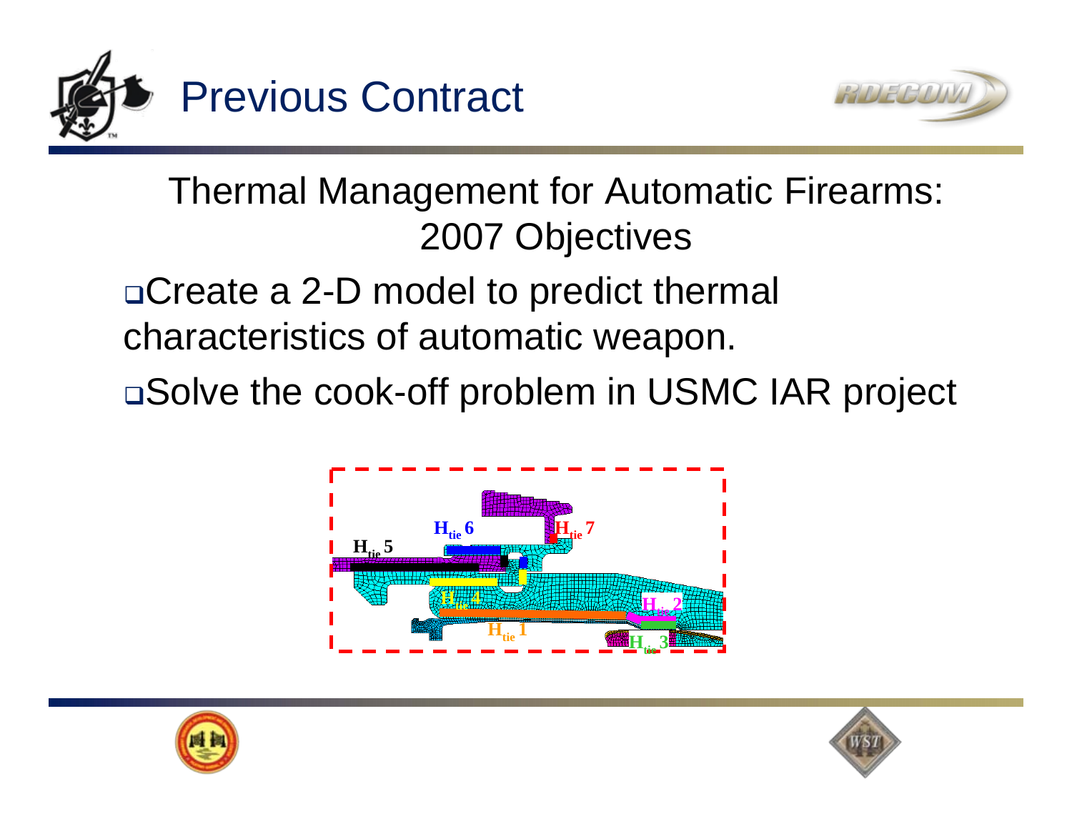# Previous Contract

Thermal Management for Automatic Firearms: 2007 Objectives

- Create a 2-D model to predict thermal characteristics of automatic weapon.
- Solve the cook-off problem in USMC IAR project

$H_{tie}$ 6

$H_{tie}$ 7

$H_{tie}$ 5

$H_{tie}$ 4

$H_{tie}$ 2

$H_{tie}$ 1

$H_{tie}$ 3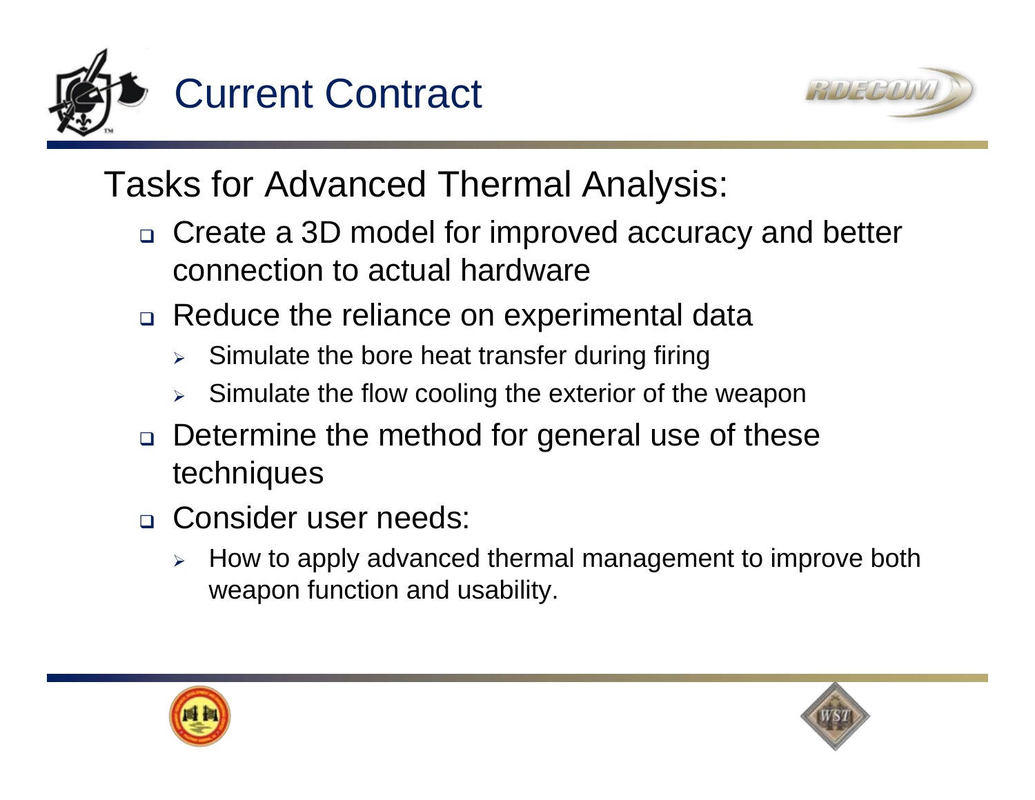# Current Contract

## Tasks for Advanced Thermal Analysis:

- Create a 3D model for improved accuracy and better connection to actual hardware
- Reduce the reliance on experimental data
  - Simulate the bore heat transfer during firing
  - Simulate the flow cooling the exterior of the weapon
- Determine the method for general use of these techniques
- Consider user needs:
  - How to apply advanced thermal management to improve both weapon function and usability.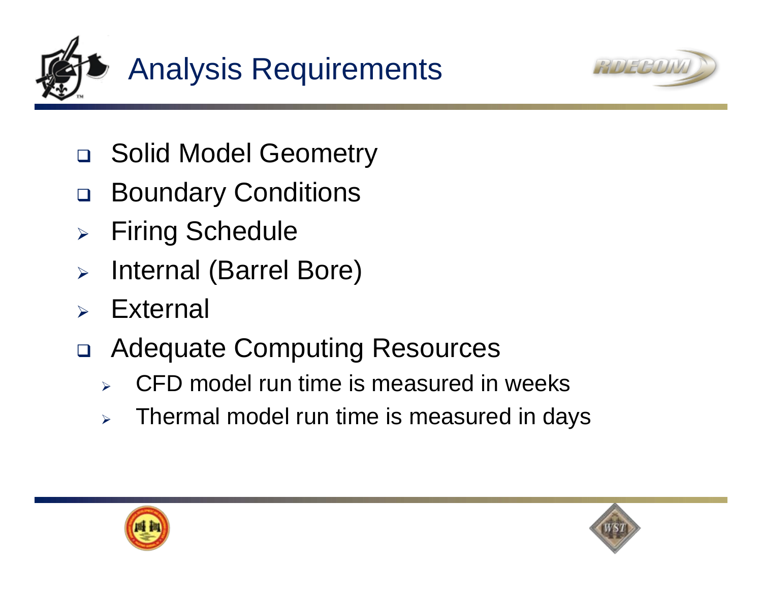# Analysis Requirements

- Solid Model Geometry
- Boundary Conditions
- Firing Schedule
- Internal (Barrel Bore)
- External
- Adequate Computing Resources
  - CFD model run time is measured in weeks
  - Thermal model run time is measured in days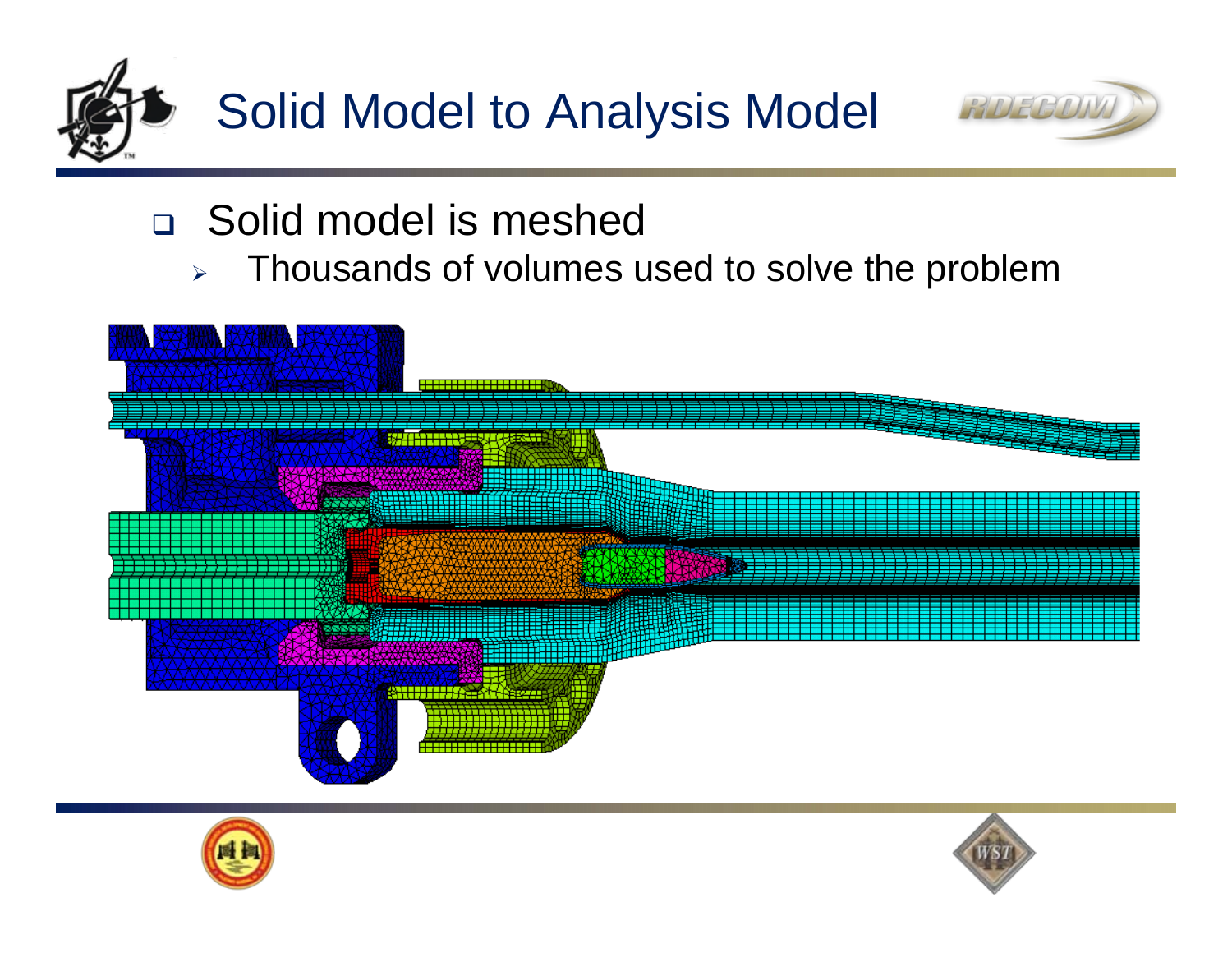# Solid Model to Analysis Model

- Solid model is meshed
  - Thousands of volumes used to solve the problem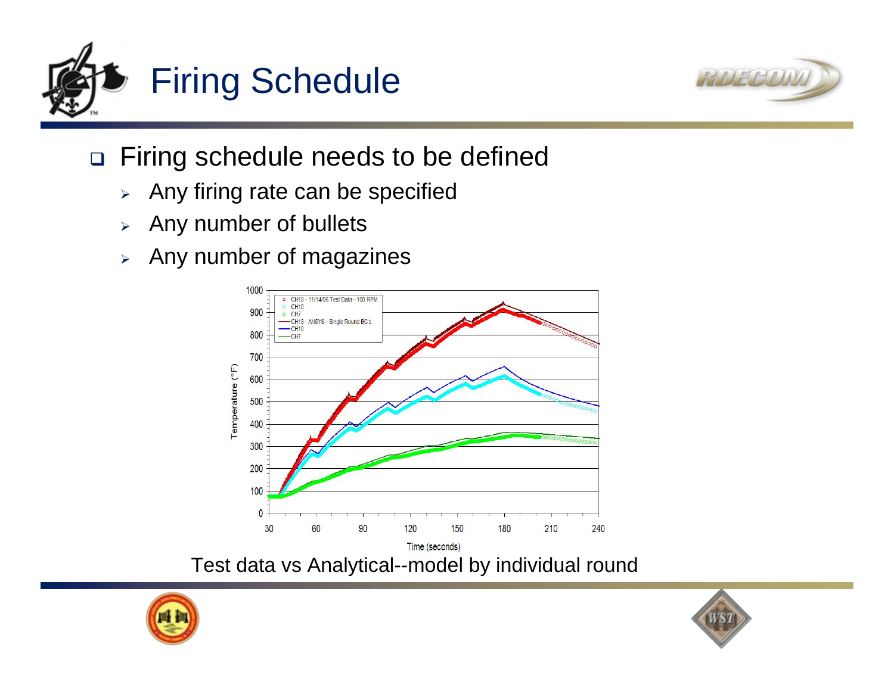# Firing Schedule

- Firing schedule needs to be defined
  - Any firing rate can be specified
  - Any number of bullets
  - Any number of magazines

CH13 - 11/14/06 Test Data - 100 RPM
CH10
CH7
CH13 - ANSYS - Single Round BC's
CH10
CH7

Temperature (°F)

1000
900
800
700
600
500
400
300
200
100
0

30 60 90 120 150 180 210 240

Time (seconds)

Test data vs Analytical--model by individual round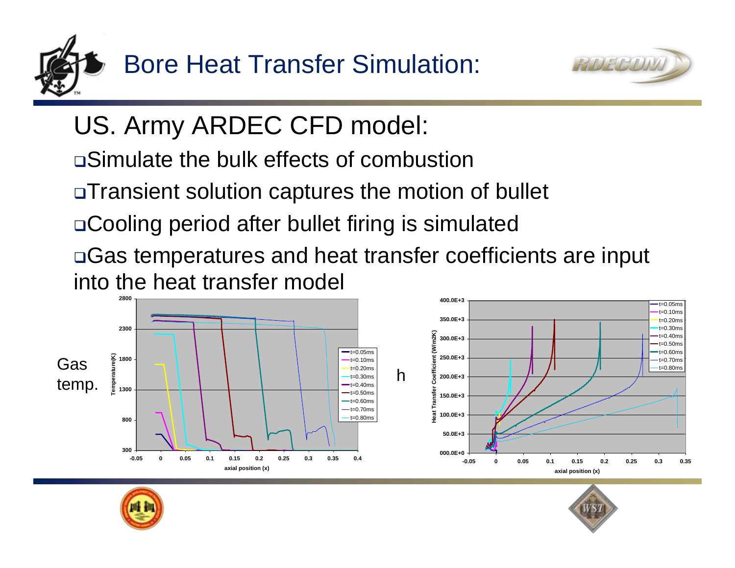# Bore Heat Transfer Simulation:

## US. Army ARDEC CFD model:

- Simulate the bulk effects of combustion
- Transient solution captures the motion of bullet
- Cooling period after bullet firing is simulated
- Gas temperatures and heat transfer coefficients are input into the heat transfer model

Gas temp.

Temperature(K)

2800
2300
1800
1300
800
300

-0.05 0 0.05 0.1 0.15 0.2 0.25 0.3 0.35 0.4

axial position (x)

t=0.05ms
t=0.10ms
t=0.20ms
t=0.30ms
t=0.40ms
t=0.50ms
t=0.60ms
t=0.70ms
t=0.80ms

h

Heat Transfer Coefficient (W/m2K)

400.0E+3
350.0E+3
300.0E+3
250.0E+3
200.0E+3
150.0E+3
100.0E+3
50.0E+3
000.0E+0

-0.05 0 0.05 0.1 0.15 0.2 0.25 0.3 0.35

axial position (x)

t=0.05ms
t=0.10ms
t=0.20ms
t=0.30ms
t=0.40ms
t=0.50ms
t=0.60ms
t=0.70ms
t=0.80ms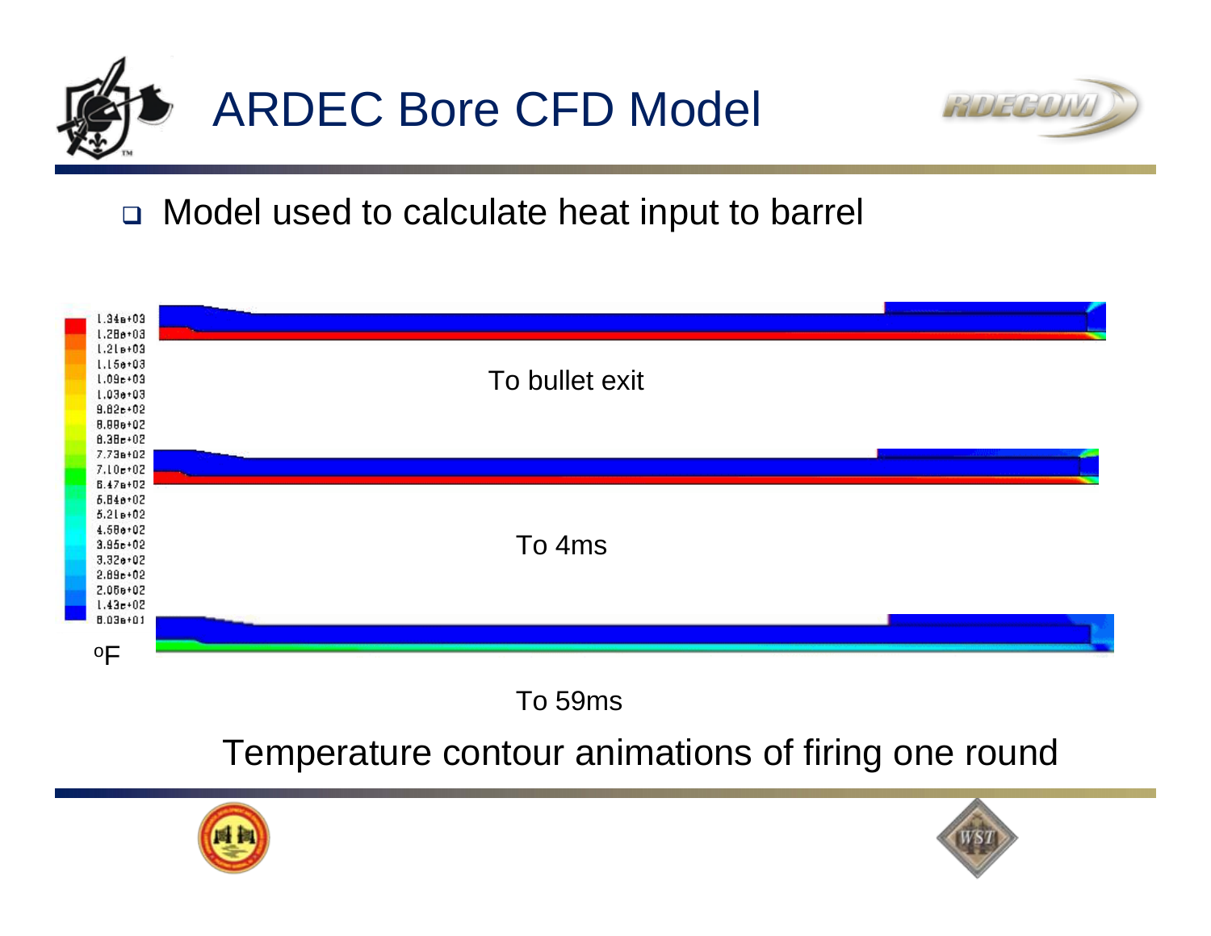# ARDEC Bore CFD Model

- Model used to calculate heat input to barrel

1.34e+03
1.28e+03
1.21e+03
1.15e+03
1.09e+03
1.03e+03
9.62e+02
8.99e+02
8.36e+02
7.73e+02
7.10e+02
6.47e+02
5.84e+02
5.21e+02
4.58e+02
3.95e+02
3.32e+02
2.69e+02
2.06e+02
1.43e+02
8.03e+01

ºF

To bullet exit

To 4ms

To 59ms

Temperature contour animations of firing one round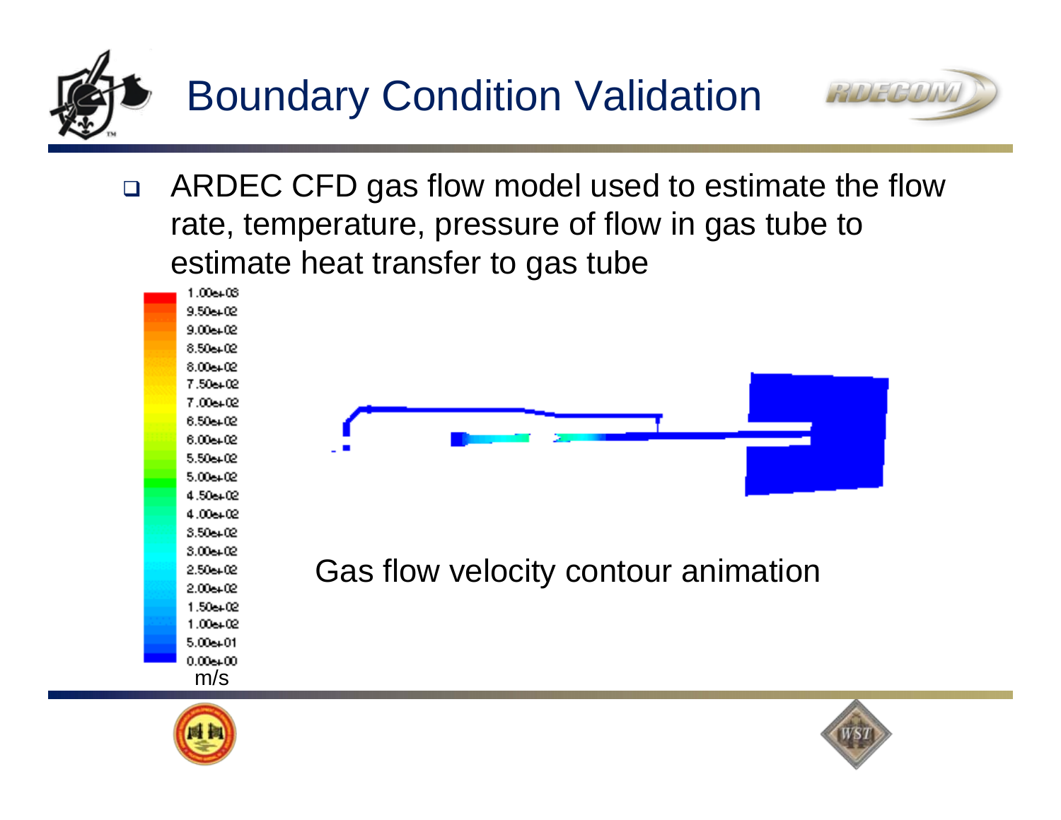# Boundary Condition Validation

- ARDEC CFD gas flow model used to estimate the flow rate, temperature, pressure of flow in gas tube to estimate heat transfer to gas tube

1.00e+03
9.50e+02
9.00e+02
8.50e+02
8.00e+02
7.50e+02
7.00e+02
6.50e+02
6.00e+02
5.50e+02
5.00e+02
4.50e+02
4.00e+02
3.50e+02
3.00e+02
2.50e+02
2.00e+02
1.50e+02
1.00e+02
5.00e+01
0.00e+00
m/s

Gas flow velocity contour animation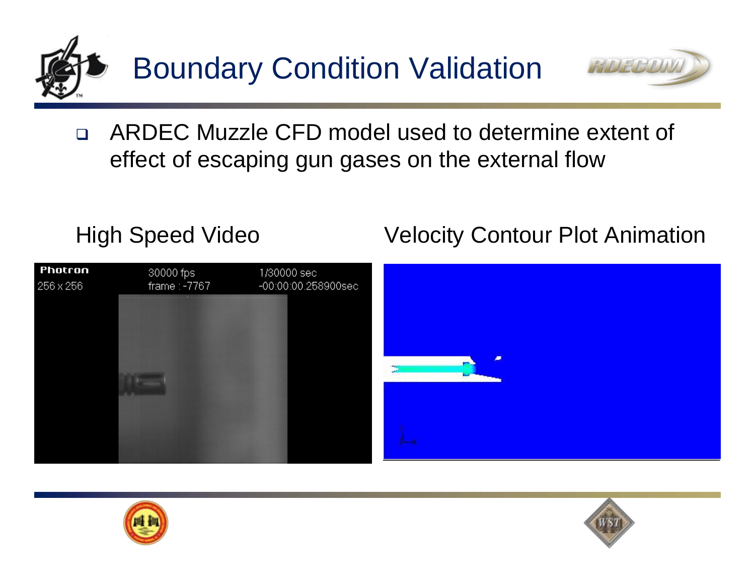# Boundary Condition Validation

- ARDEC Muzzle CFD model used to determine extent of effect of escaping gun gases on the external flow

High Speed Video

Photron
256 x 256
30000 fps
frame : -7767
1/30000 sec
-00:00:00.258900sec

Velocity Contour Plot Animation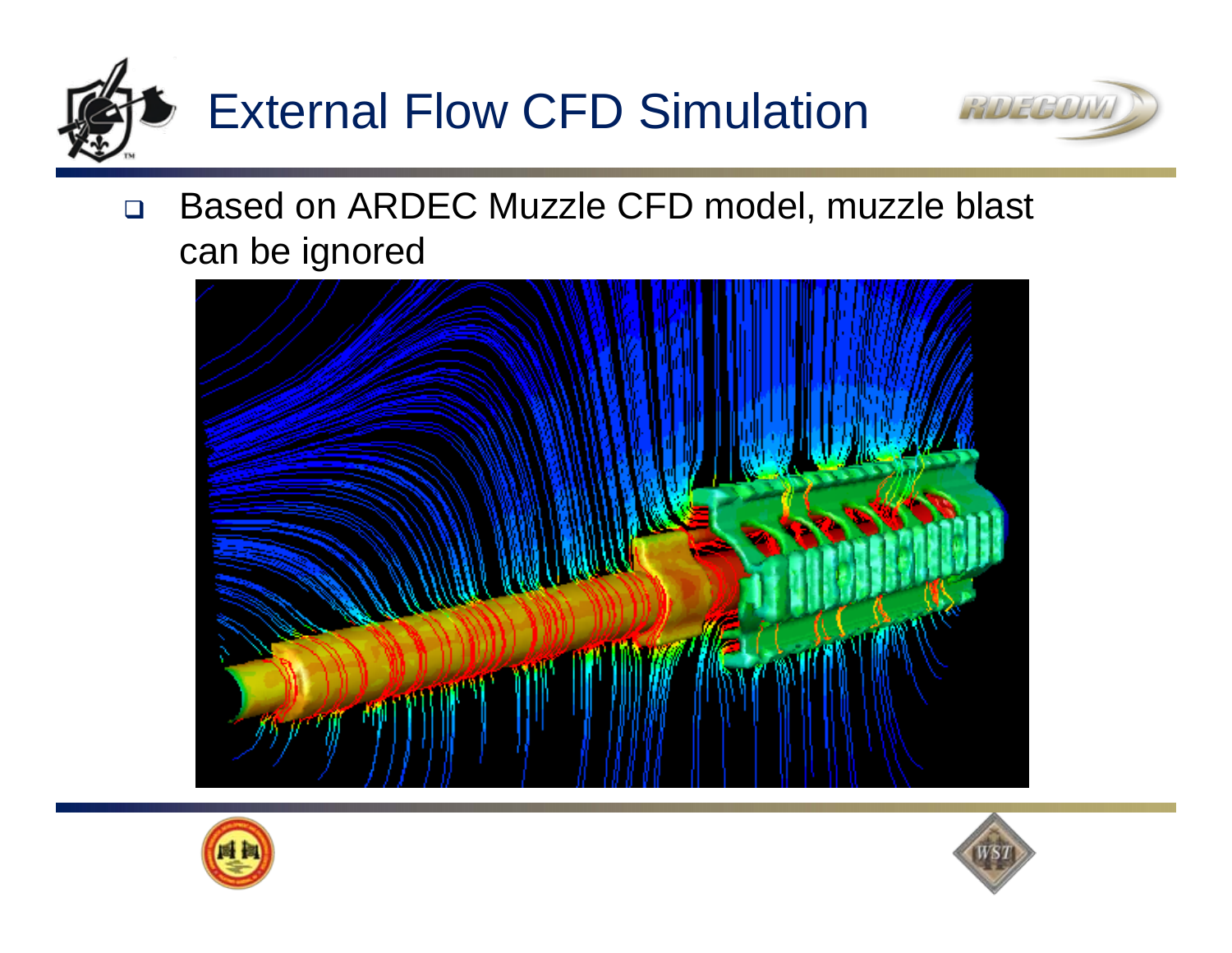# External Flow CFD Simulation

- Based on ARDEC Muzzle CFD model, muzzle blast can be ignored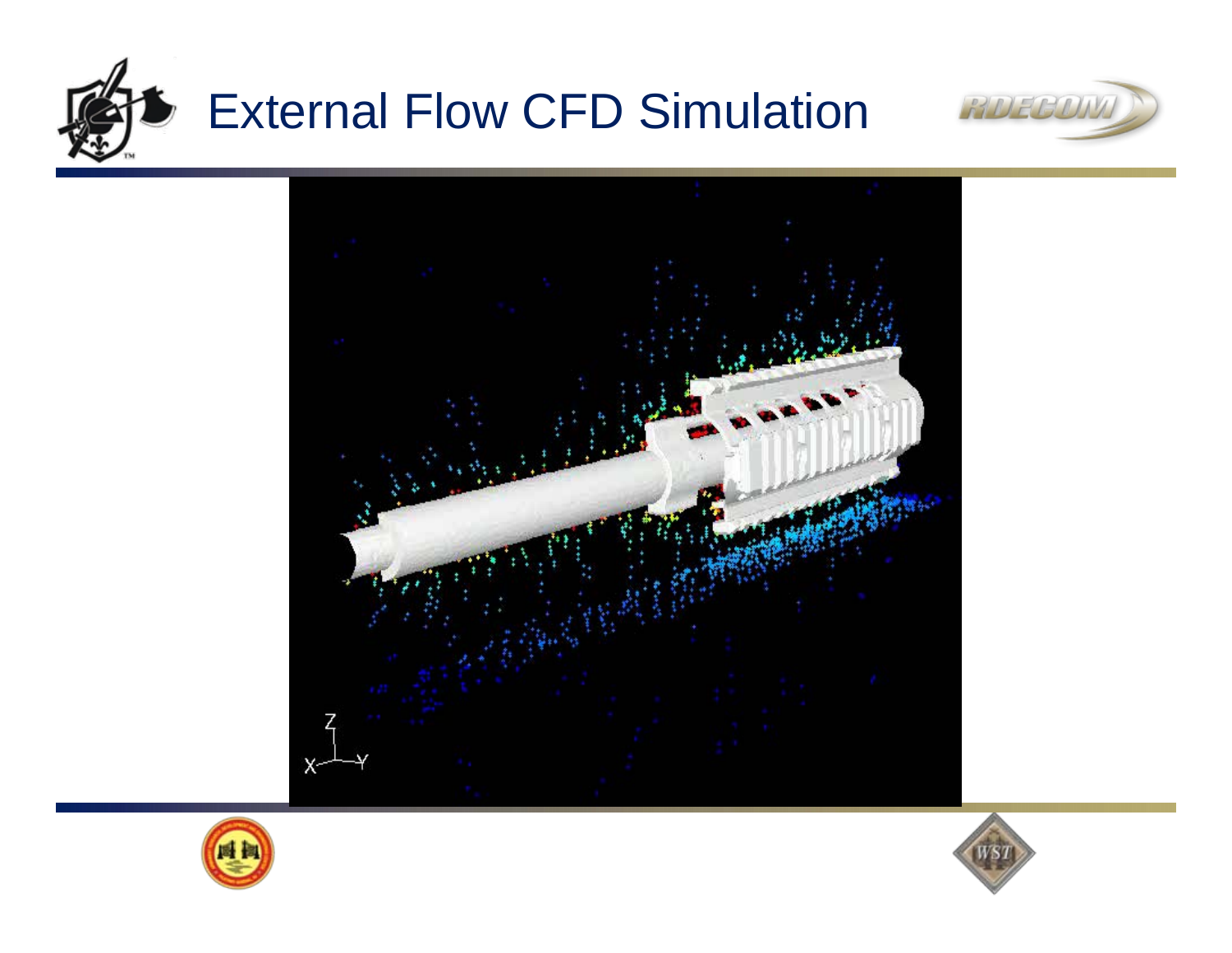# External Flow CFD Simulation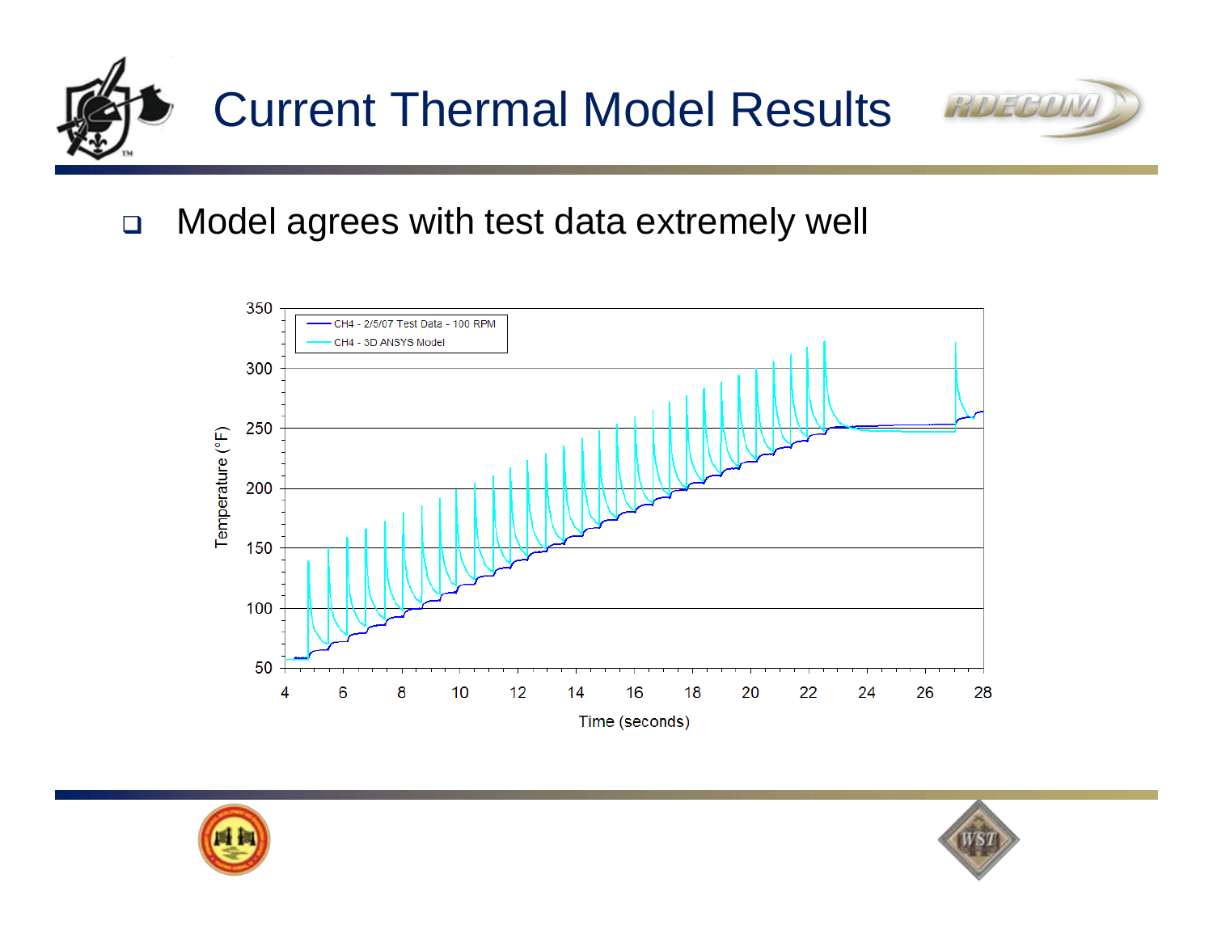# Current Thermal Model Results

- Model agrees with test data extremely well

CH4 - 2/5/07 Test Data - 100 RPM
CH4 - 3D ANSYS Model

Temperature (°F)

350
300
250
200
150
100
50

4 6 8 10 12 14 16 18 20 22 24 26 28

Time (seconds)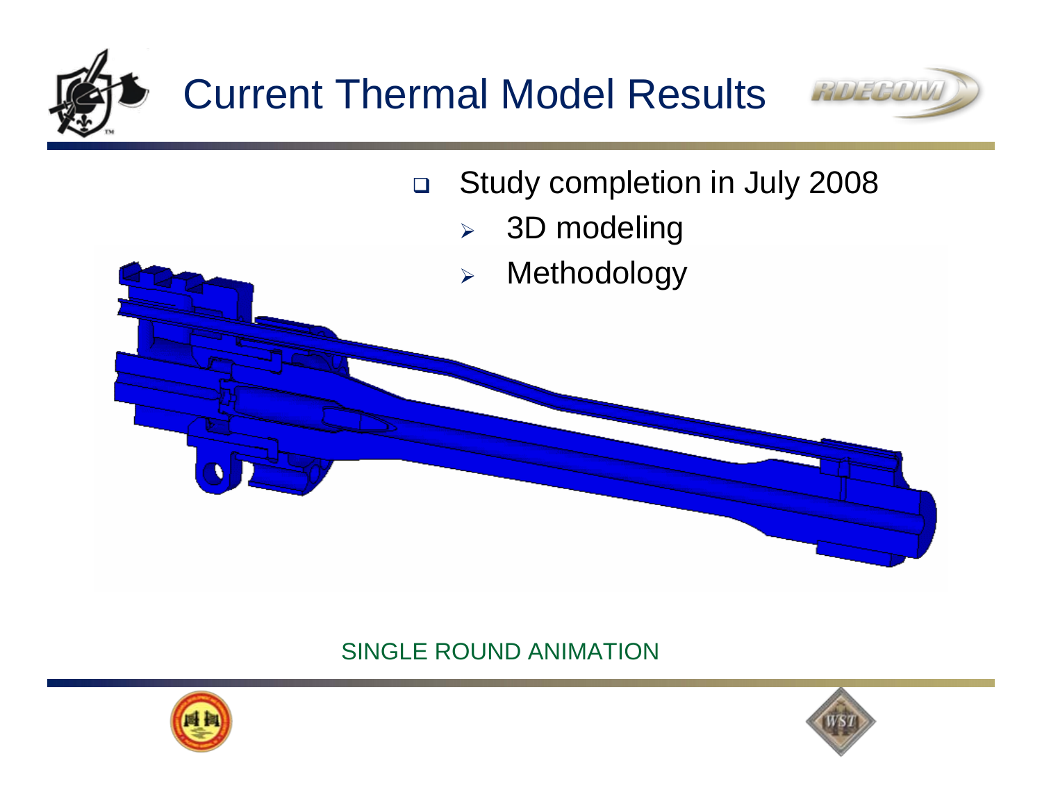# Current Thermal Model Results

- Study completion in July 2008
  - 3D modeling
  - Methodology

SINGLE ROUND ANIMATION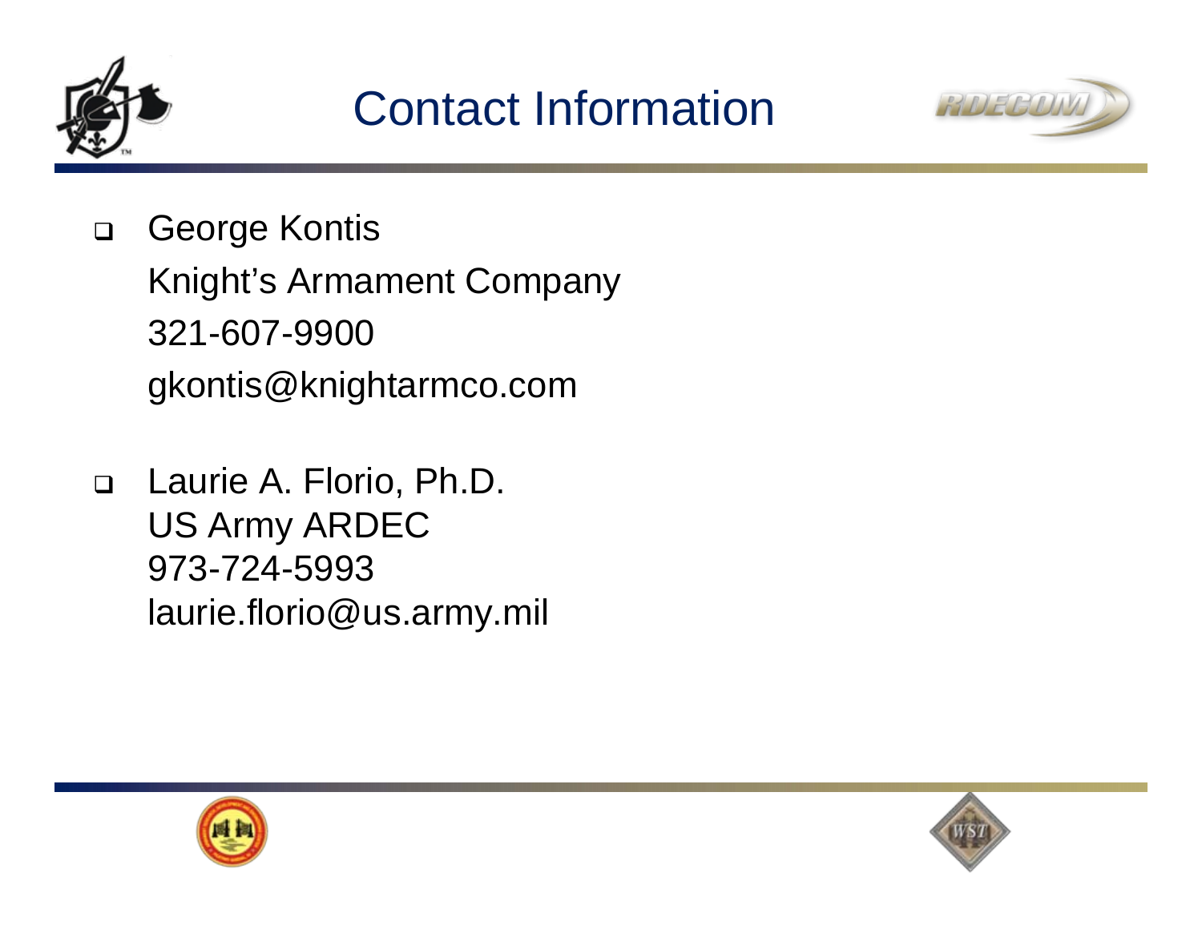# Contact Information

- George Kontis
  Knight's Armament Company
  321-607-9900
  gkontis@knightarmco.com

- Laurie A. Florio, Ph.D.
  US Army ARDEC
  973-724-5993
  laurie.florio@us.army.mil